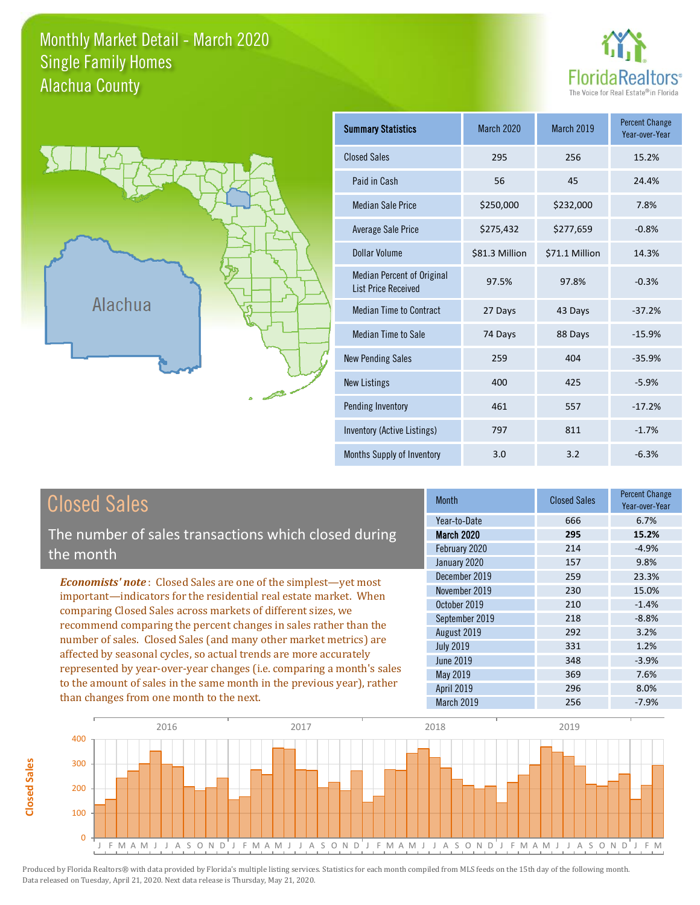# Monthly Market Detail - March 2020
## Single Family Homes
## Alachua County

FloridaRealtors® The Voice for Real Estate® in Florida

Alachua

| Summary Statistics | March 2020 | March 2019 | Percent Change Year-over-Year |
|---|---|---|---|
| Closed Sales | 295 | 256 | 15.2% |
| Paid in Cash | 56 | 45 | 24.4% |
| Median Sale Price | $250,000 | $232,000 | 7.8% |
| Average Sale Price | $275,432 | $277,659 | -0.8% |
| Dollar Volume | $81.3 Million | $71.1 Million | 14.3% |
| Median Percent of Original List Price Received | 97.5% | 97.8% | -0.3% |
| Median Time to Contract | 27 Days | 43 Days | -37.2% |
| Median Time to Sale | 74 Days | 88 Days | -15.9% |
| New Pending Sales | 259 | 404 | -35.9% |
| New Listings | 400 | 425 | -5.9% |
| Pending Inventory | 461 | 557 | -17.2% |
| Inventory (Active Listings) | 797 | 811 | -1.7% |
| Months Supply of Inventory | 3.0 | 3.2 | -6.3% |

## Closed Sales

The number of sales transactions which closed during the month

***Economists' note***: Closed Sales are one of the simplest—yet most important—indicators for the residential real estate market. When comparing Closed Sales across markets of different sizes, we recommend comparing the percent changes in sales rather than the number of sales. Closed Sales (and many other market metrics) are affected by seasonal cycles, so actual trends are more accurately represented by year-over-year changes (i.e. comparing a month's sales to the amount of sales in the same month in the previous year), rather than changes from one month to the next.

| Month | Closed Sales | Percent Change Year-over-Year |
|---|---|---|
| Year-to-Date | 666 | 6.7% |
| **March 2020** | **295** | **15.2%** |
| February 2020 | 214 | -4.9% |
| January 2020 | 157 | 9.8% |
| December 2019 | 259 | 23.3% |
| November 2019 | 230 | 15.0% |
| October 2019 | 210 | -1.4% |
| September 2019 | 218 | -8.8% |
| August 2019 | 292 | 3.2% |
| July 2019 | 331 | 1.2% |
| June 2019 | 348 | -3.9% |
| May 2019 | 369 | 7.6% |
| April 2019 | 296 | 8.0% |
| March 2019 | 256 | -7.9% |

Produced by Florida Realtors® with data provided by Florida's multiple listing services. Statistics for each month compiled from MLS feeds on the 15th day of the following month. Data released on Tuesday, April 21, 2020. Next data release is Thursday, May 21, 2020.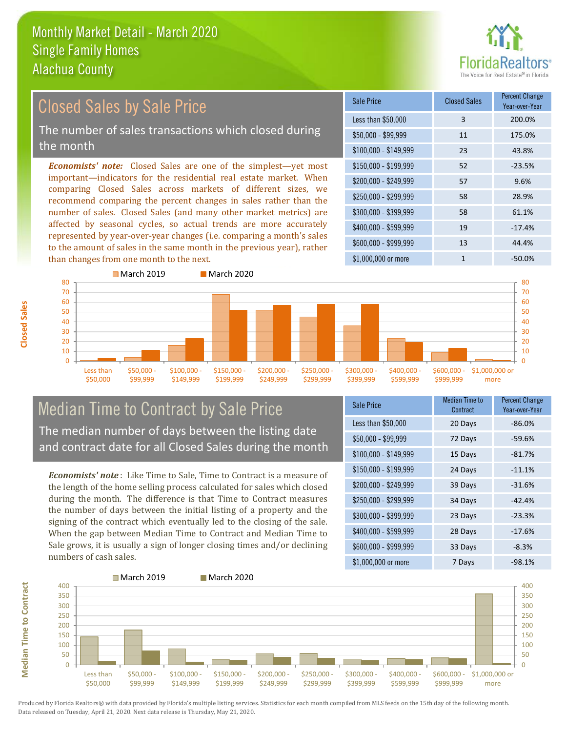# Monthly Market Detail - March 2020
## Single Family Homes
## Alachua County

## Closed Sales by Sale Price

The number of sales transactions which closed during the month

*Economists' note:* Closed Sales are one of the simplest—yet most important—indicators for the residential real estate market. When comparing Closed Sales across markets of different sizes, we recommend comparing the percent changes in sales rather than the number of sales. Closed Sales (and many other market metrics) are affected by seasonal cycles, so actual trends are more accurately represented by year-over-year changes (i.e. comparing a month's sales to the amount of sales in the same month in the previous year), rather than changes from one month to the next.

| Sale Price | Closed Sales | Percent Change Year-over-Year |
|---|---|---|
| Less than $50,000 | 3 | 200.0% |
| $50,000 - $99,999 | 11 | 175.0% |
| $100,000 - $149,999 | 23 | 43.8% |
| $150,000 - $199,999 | 52 | -23.5% |
| $200,000 - $249,999 | 57 | 9.6% |
| $250,000 - $299,999 | 58 | 28.9% |
| $300,000 - $399,999 | 58 | 61.1% |
| $400,000 - $599,999 | 19 | -17.4% |
| $600,000 - $999,999 | 13 | 44.4% |
| $1,000,000 or more | 1 | -50.0% |

## Median Time to Contract by Sale Price

The median number of days between the listing date and contract date for all Closed Sales during the month

*Economists' note*: Like Time to Sale, Time to Contract is a measure of the length of the home selling process calculated for sales which closed during the month. The difference is that Time to Contract measures the number of days between the initial listing of a property and the signing of the contract which eventually led to the closing of the sale. When the gap between Median Time to Contract and Median Time to Sale grows, it is usually a sign of longer closing times and/or declining numbers of cash sales.

| Sale Price | Median Time to Contract | Percent Change Year-over-Year |
|---|---|---|
| Less than $50,000 | 20 Days | -86.0% |
| $50,000 - $99,999 | 72 Days | -59.6% |
| $100,000 - $149,999 | 15 Days | -81.7% |
| $150,000 - $199,999 | 24 Days | -11.1% |
| $200,000 - $249,999 | 39 Days | -31.6% |
| $250,000 - $299,999 | 34 Days | -42.4% |
| $300,000 - $399,999 | 23 Days | -23.3% |
| $400,000 - $599,999 | 28 Days | -17.6% |
| $600,000 - $999,999 | 33 Days | -8.3% |
| $1,000,000 or more | 7 Days | -98.1% |

Produced by Florida Realtors® with data provided by Florida's multiple listing services. Statistics for each month compiled from MLS feeds on the 15th day of the following month. Data released on Tuesday, April 21, 2020. Next data release is Thursday, May 21, 2020.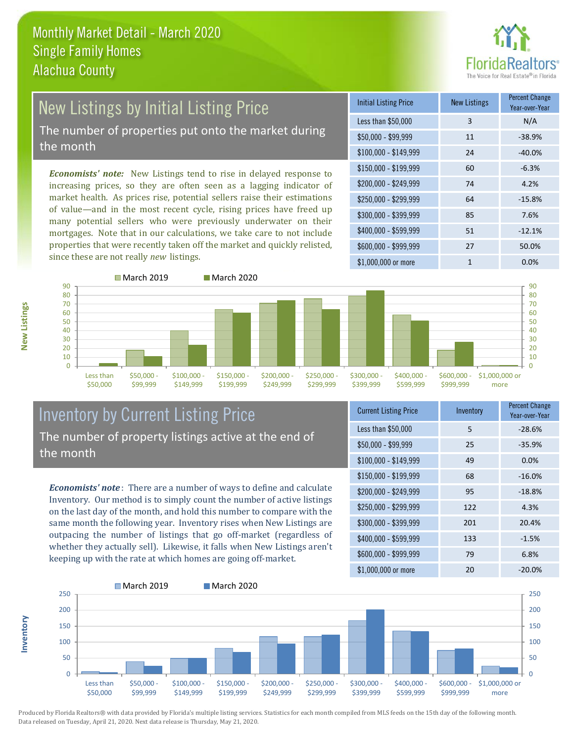# Monthly Market Detail - March 2020
## Single Family Homes
## Alachua County

## New Listings by Initial Listing Price

The number of properties put onto the market during the month

*Economists' note:* New Listings tend to rise in delayed response to increasing prices, so they are often seen as a lagging indicator of market health. As prices rise, potential sellers raise their estimations of value—and in the most recent cycle, rising prices have freed up many potential sellers who were previously underwater on their mortgages. Note that in our calculations, we take care to not include properties that were recently taken off the market and quickly relisted, since these are not really *new* listings.

| Initial Listing Price | New Listings | Percent Change Year-over-Year |
|---|---|---|
| Less than $50,000 | 3 | N/A |
| $50,000 - $99,999 | 11 | -38.9% |
| $100,000 - $149,999 | 24 | -40.0% |
| $150,000 - $199,999 | 60 | -6.3% |
| $200,000 - $249,999 | 74 | 4.2% |
| $250,000 - $299,999 | 64 | -15.8% |
| $300,000 - $399,999 | 85 | 7.6% |
| $400,000 - $599,999 | 51 | -12.1% |
| $600,000 - $999,999 | 27 | 50.0% |
| $1,000,000 or more | 1 | 0.0% |

## Inventory by Current Listing Price

The number of property listings active at the end of the month

*Economists' note*: There are a number of ways to define and calculate Inventory. Our method is to simply count the number of active listings on the last day of the month, and hold this number to compare with the same month the following year. Inventory rises when New Listings are outpacing the number of listings that go off-market (regardless of whether they actually sell). Likewise, it falls when New Listings aren't keeping up with the rate at which homes are going off-market.

| Current Listing Price | Inventory | Percent Change Year-over-Year |
|---|---|---|
| Less than $50,000 | 5 | -28.6% |
| $50,000 - $99,999 | 25 | -35.9% |
| $100,000 - $149,999 | 49 | 0.0% |
| $150,000 - $199,999 | 68 | -16.0% |
| $200,000 - $249,999 | 95 | -18.8% |
| $250,000 - $299,999 | 122 | 4.3% |
| $300,000 - $399,999 | 201 | 20.4% |
| $400,000 - $599,999 | 133 | -1.5% |
| $600,000 - $999,999 | 79 | 6.8% |
| $1,000,000 or more | 20 | -20.0% |

Produced by Florida Realtors® with data provided by Florida's multiple listing services. Statistics for each month compiled from MLS feeds on the 15th day of the following month. Data released on Tuesday, April 21, 2020. Next data release is Thursday, May 21, 2020.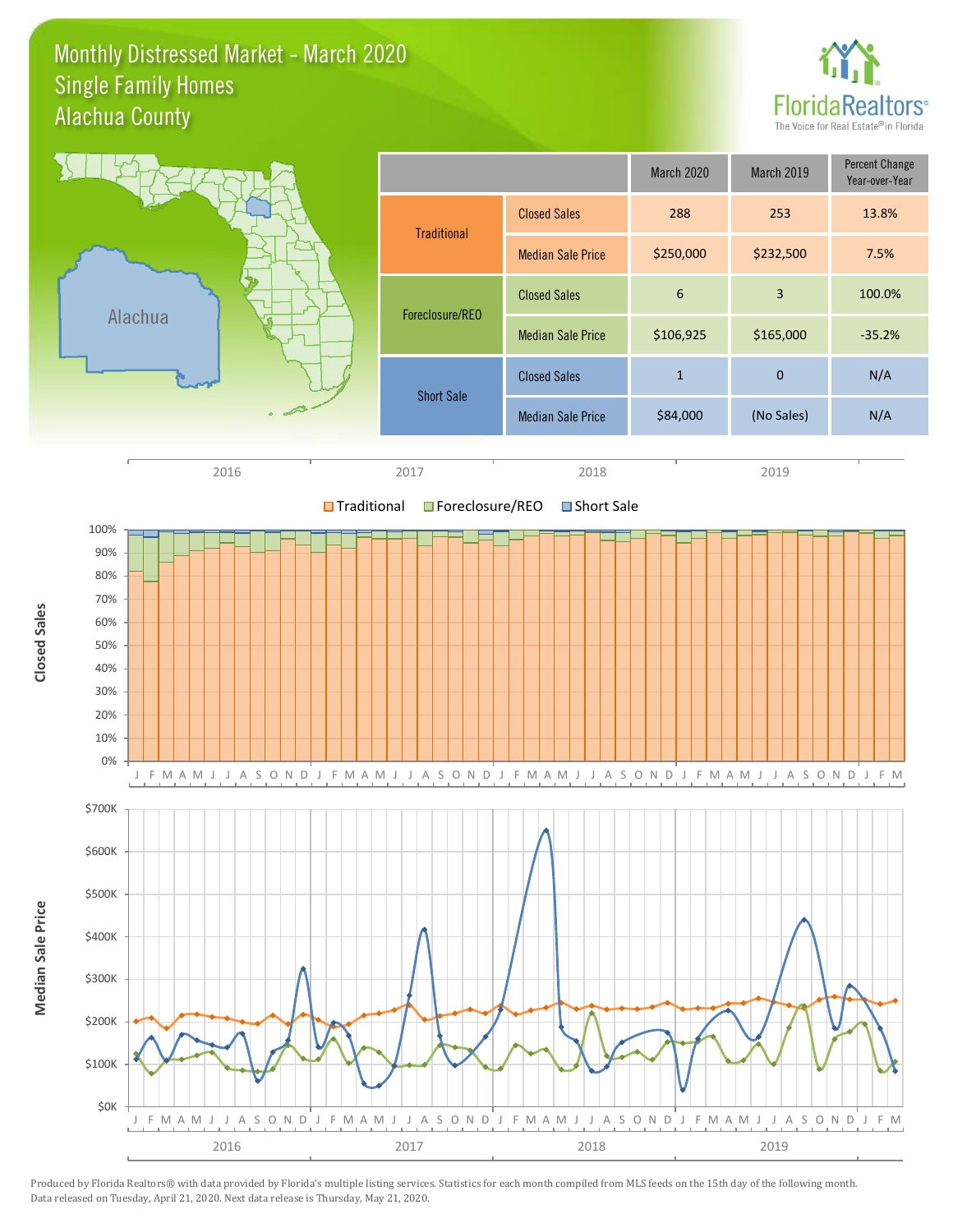# Monthly Distressed Market - March 2020
## Single Family Homes
## Alachua County

| | | March 2020 | March 2019 | Percent Change Year-over-Year |
|---|---|---|---|---|
| Traditional | Closed Sales | 288 | 253 | 13.8% |
| | Median Sale Price | $250,000 | $232,500 | 7.5% |
| Foreclosure/REO | Closed Sales | 6 | 3 | 100.0% |
| | Median Sale Price | $106,925 | $165,000 | -35.2% |
| Short Sale | Closed Sales | 1 | 0 | N/A |
| | Median Sale Price | $84,000 | (No Sales) | N/A |

Produced by Florida Realtors® with data provided by Florida's multiple listing services. Statistics for each month compiled from MLS feeds on the 15th day of the following month. Data released on Tuesday, April 21, 2020. Next data release is Thursday, May 21, 2020.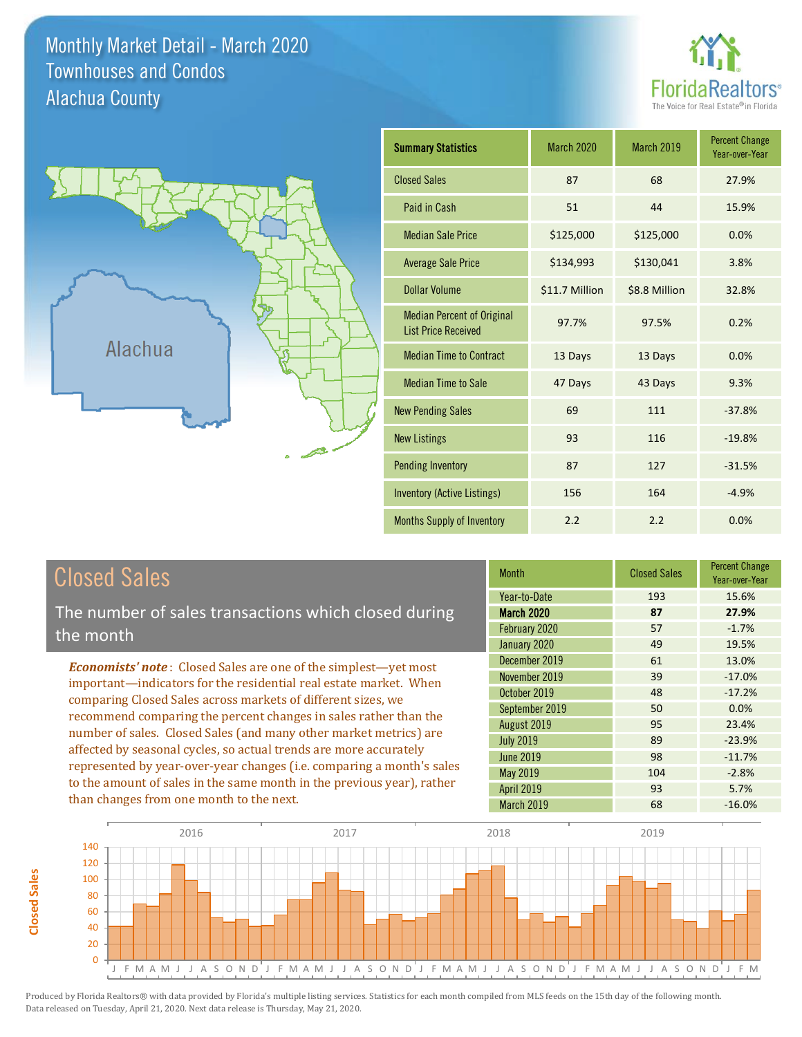# Monthly Market Detail - March 2020
## Townhouses and Condos
## Alachua County

FloridaRealtors® The Voice for Real Estate® in Florida

Alachua

| Summary Statistics | March 2020 | March 2019 | Percent Change Year-over-Year |
|---|---|---|---|
| Closed Sales | 87 | 68 | 27.9% |
| Paid in Cash | 51 | 44 | 15.9% |
| Median Sale Price | $125,000 | $125,000 | 0.0% |
| Average Sale Price | $134,993 | $130,041 | 3.8% |
| Dollar Volume | $11.7 Million | $8.8 Million | 32.8% |
| Median Percent of Original List Price Received | 97.7% | 97.5% | 0.2% |
| Median Time to Contract | 13 Days | 13 Days | 0.0% |
| Median Time to Sale | 47 Days | 43 Days | 9.3% |
| New Pending Sales | 69 | 111 | -37.8% |
| New Listings | 93 | 116 | -19.8% |
| Pending Inventory | 87 | 127 | -31.5% |
| Inventory (Active Listings) | 156 | 164 | -4.9% |
| Months Supply of Inventory | 2.2 | 2.2 | 0.0% |

## Closed Sales

The number of sales transactions which closed during the month

*Economists' note*: Closed Sales are one of the simplest—yet most important—indicators for the residential real estate market. When comparing Closed Sales across markets of different sizes, we recommend comparing the percent changes in sales rather than the number of sales. Closed Sales (and many other market metrics) are affected by seasonal cycles, so actual trends are more accurately represented by year-over-year changes (i.e. comparing a month's sales to the amount of sales in the same month in the previous year), rather than changes from one month to the next.

| Month | Closed Sales | Percent Change Year-over-Year |
|---|---|---|
| Year-to-Date | 193 | 15.6% |
| **March 2020** | **87** | **27.9%** |
| February 2020 | 57 | -1.7% |
| January 2020 | 49 | 19.5% |
| December 2019 | 61 | 13.0% |
| November 2019 | 39 | -17.0% |
| October 2019 | 48 | -17.2% |
| September 2019 | 50 | 0.0% |
| August 2019 | 95 | 23.4% |
| July 2019 | 89 | -23.9% |
| June 2019 | 98 | -11.7% |
| May 2019 | 104 | -2.8% |
| April 2019 | 93 | 5.7% |
| March 2019 | 68 | -16.0% |

Produced by Florida Realtors® with data provided by Florida's multiple listing services. Statistics for each month compiled from MLS feeds on the 15th day of the following month. Data released on Tuesday, April 21, 2020. Next data release is Thursday, May 21, 2020.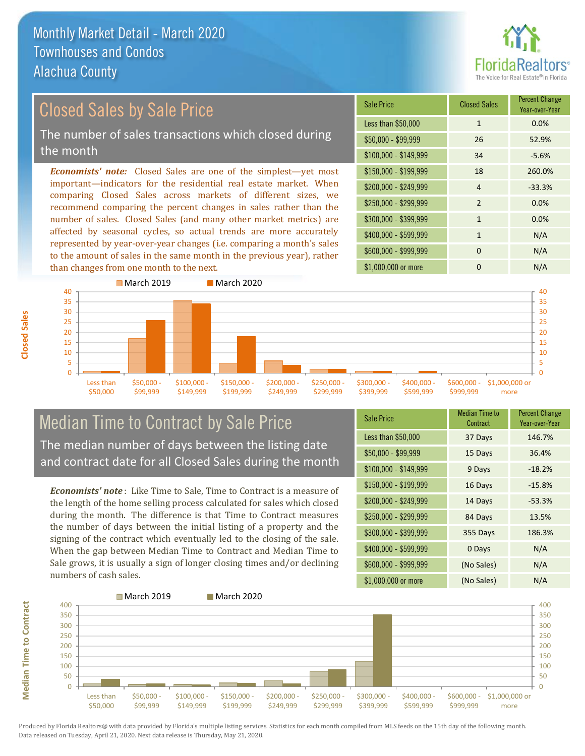# Monthly Market Detail - March 2020
## Townhouses and Condos
## Alachua County

## Closed Sales by Sale Price

The number of sales transactions which closed during the month

*Economists' note:* Closed Sales are one of the simplest—yet most important—indicators for the residential real estate market. When comparing Closed Sales across markets of different sizes, we recommend comparing the percent changes in sales rather than the number of sales. Closed Sales (and many other market metrics) are affected by seasonal cycles, so actual trends are more accurately represented by year-over-year changes (i.e. comparing a month's sales to the amount of sales in the same month in the previous year), rather than changes from one month to the next.

| Sale Price | Closed Sales | Percent Change Year-over-Year |
|---|---|---|
| Less than $50,000 | 1 | 0.0% |
| $50,000 - $99,999 | 26 | 52.9% |
| $100,000 - $149,999 | 34 | -5.6% |
| $150,000 - $199,999 | 18 | 260.0% |
| $200,000 - $249,999 | 4 | -33.3% |
| $250,000 - $299,999 | 2 | 0.0% |
| $300,000 - $399,999 | 1 | 0.0% |
| $400,000 - $599,999 | 1 | N/A |
| $600,000 - $999,999 | 0 | N/A |
| $1,000,000 or more | 0 | N/A |

## Median Time to Contract by Sale Price

The median number of days between the listing date and contract date for all Closed Sales during the month

*Economists' note*: Like Time to Sale, Time to Contract is a measure of the length of the home selling process calculated for sales which closed during the month. The difference is that Time to Contract measures the number of days between the initial listing of a property and the signing of the contract which eventually led to the closing of the sale. When the gap between Median Time to Contract and Median Time to Sale grows, it is usually a sign of longer closing times and/or declining numbers of cash sales.

| Sale Price | Median Time to Contract | Percent Change Year-over-Year |
|---|---|---|
| Less than $50,000 | 37 Days | 146.7% |
| $50,000 - $99,999 | 15 Days | 36.4% |
| $100,000 - $149,999 | 9 Days | -18.2% |
| $150,000 - $199,999 | 16 Days | -15.8% |
| $200,000 - $249,999 | 14 Days | -53.3% |
| $250,000 - $299,999 | 84 Days | 13.5% |
| $300,000 - $399,999 | 355 Days | 186.3% |
| $400,000 - $599,999 | 0 Days | N/A |
| $600,000 - $999,999 | (No Sales) | N/A |
| $1,000,000 or more | (No Sales) | N/A |

Produced by Florida Realtors® with data provided by Florida's multiple listing services. Statistics for each month compiled from MLS feeds on the 15th day of the following month. Data released on Tuesday, April 21, 2020. Next data release is Thursday, May 21, 2020.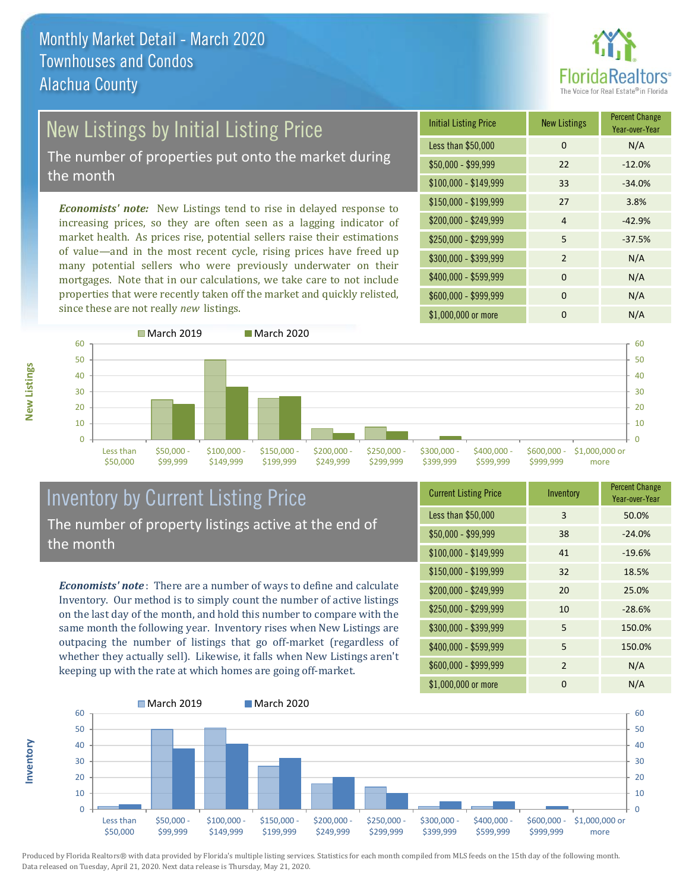# Monthly Market Detail - March 2020
## Townhouses and Condos
## Alachua County

## New Listings by Initial Listing Price

The number of properties put onto the market during the month

***Economists' note:*** New Listings tend to rise in delayed response to increasing prices, so they are often seen as a lagging indicator of market health. As prices rise, potential sellers raise their estimations of value—and in the most recent cycle, rising prices have freed up many potential sellers who were previously underwater on their mortgages. Note that in our calculations, we take care to not include properties that were recently taken off the market and quickly relisted, since these are not really *new* listings.

| Initial Listing Price | New Listings | Percent Change Year-over-Year |
|---|---|---|
| Less than $50,000 | 0 | N/A |
| $50,000 - $99,999 | 22 | -12.0% |
| $100,000 - $149,999 | 33 | -34.0% |
| $150,000 - $199,999 | 27 | 3.8% |
| $200,000 - $249,999 | 4 | -42.9% |
| $250,000 - $299,999 | 5 | -37.5% |
| $300,000 - $399,999 | 2 | N/A |
| $400,000 - $599,999 | 0 | N/A |
| $600,000 - $999,999 | 0 | N/A |
| $1,000,000 or more | 0 | N/A |

## Inventory by Current Listing Price

The number of property listings active at the end of the month

***Economists' note*:** There are a number of ways to define and calculate Inventory. Our method is to simply count the number of active listings on the last day of the month, and hold this number to compare with the same month the following year. Inventory rises when New Listings are outpacing the number of listings that go off-market (regardless of whether they actually sell). Likewise, it falls when New Listings aren't keeping up with the rate at which homes are going off-market.

| Current Listing Price | Inventory | Percent Change Year-over-Year |
|---|---|---|
| Less than $50,000 | 3 | 50.0% |
| $50,000 - $99,999 | 38 | -24.0% |
| $100,000 - $149,999 | 41 | -19.6% |
| $150,000 - $199,999 | 32 | 18.5% |
| $200,000 - $249,999 | 20 | 25.0% |
| $250,000 - $299,999 | 10 | -28.6% |
| $300,000 - $399,999 | 5 | 150.0% |
| $400,000 - $599,999 | 5 | 150.0% |
| $600,000 - $999,999 | 2 | N/A |
| $1,000,000 or more | 0 | N/A |

Produced by Florida Realtors® with data provided by Florida's multiple listing services. Statistics for each month compiled from MLS feeds on the 15th day of the following month. Data released on Tuesday, April 21, 2020. Next data release is Thursday, May 21, 2020.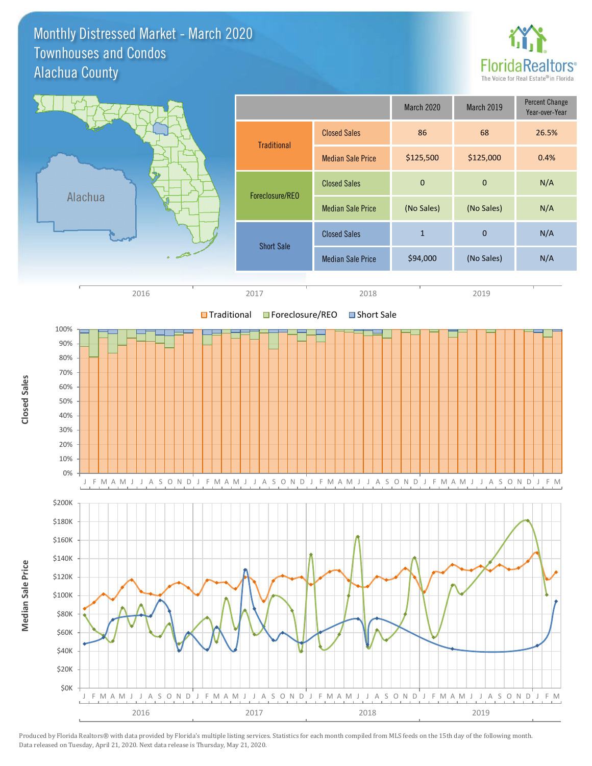# Monthly Distressed Market - March 2020
## Townhouses and Condos
## Alachua County

| | | March 2020 | March 2019 | Percent Change Year-over-Year |
|---|---|---|---|---|
| Traditional | Closed Sales | 86 | 68 | 26.5% |
| | Median Sale Price | $125,500 | $125,000 | 0.4% |
| Foreclosure/REO | Closed Sales | 0 | 0 | N/A |
| | Median Sale Price | (No Sales) | (No Sales) | N/A |
| Short Sale | Closed Sales | 1 | 0 | N/A |
| | Median Sale Price | $94,000 | (No Sales) | N/A |

Produced by Florida Realtors® with data provided by Florida's multiple listing services. Statistics for each month compiled from MLS feeds on the 15th day of the following month. Data released on Tuesday, April 21, 2020. Next data release is Thursday, May 21, 2020.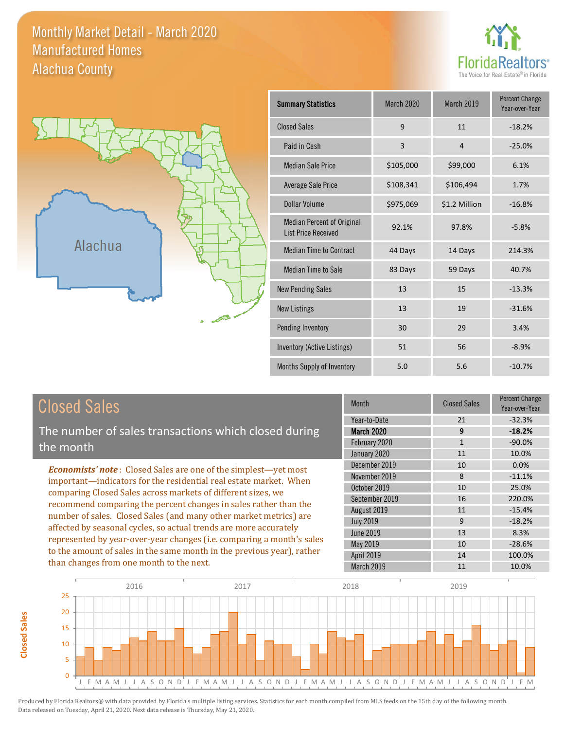# Monthly Market Detail - March 2020
## Manufactured Homes
## Alachua County

FloridaRealtors®
The Voice for Real Estate® in Florida

Alachua

| Summary Statistics | March 2020 | March 2019 | Percent Change Year-over-Year |
|---|---|---|---|
| Closed Sales | 9 | 11 | -18.2% |
| Paid in Cash | 3 | 4 | -25.0% |
| Median Sale Price | $105,000 | $99,000 | 6.1% |
| Average Sale Price | $108,341 | $106,494 | 1.7% |
| Dollar Volume | $975,069 | $1.2 Million | -16.8% |
| Median Percent of Original List Price Received | 92.1% | 97.8% | -5.8% |
| Median Time to Contract | 44 Days | 14 Days | 214.3% |
| Median Time to Sale | 83 Days | 59 Days | 40.7% |
| New Pending Sales | 13 | 15 | -13.3% |
| New Listings | 13 | 19 | -31.6% |
| Pending Inventory | 30 | 29 | 3.4% |
| Inventory (Active Listings) | 51 | 56 | -8.9% |
| Months Supply of Inventory | 5.0 | 5.6 | -10.7% |

## Closed Sales

The number of sales transactions which closed during the month

***Economists' note***: Closed Sales are one of the simplest—yet most important—indicators for the residential real estate market. When comparing Closed Sales across markets of different sizes, we recommend comparing the percent changes in sales rather than the number of sales. Closed Sales (and many other market metrics) are affected by seasonal cycles, so actual trends are more accurately represented by year-over-year changes (i.e. comparing a month's sales to the amount of sales in the same month in the previous year), rather than changes from one month to the next.

| Month | Closed Sales | Percent Change Year-over-Year |
|---|---|---|
| Year-to-Date | 21 | -32.3% |
| **March 2020** | **9** | **-18.2%** |
| February 2020 | 1 | -90.0% |
| January 2020 | 11 | 10.0% |
| December 2019 | 10 | 0.0% |
| November 2019 | 8 | -11.1% |
| October 2019 | 10 | 25.0% |
| September 2019 | 16 | 220.0% |
| August 2019 | 11 | -15.4% |
| July 2019 | 9 | -18.2% |
| June 2019 | 13 | 8.3% |
| May 2019 | 10 | -28.6% |
| April 2019 | 14 | 100.0% |
| March 2019 | 11 | 10.0% |

Produced by Florida Realtors® with data provided by Florida's multiple listing services. Statistics for each month compiled from MLS feeds on the 15th day of the following month. Data released on Tuesday, April 21, 2020. Next data release is Thursday, May 21, 2020.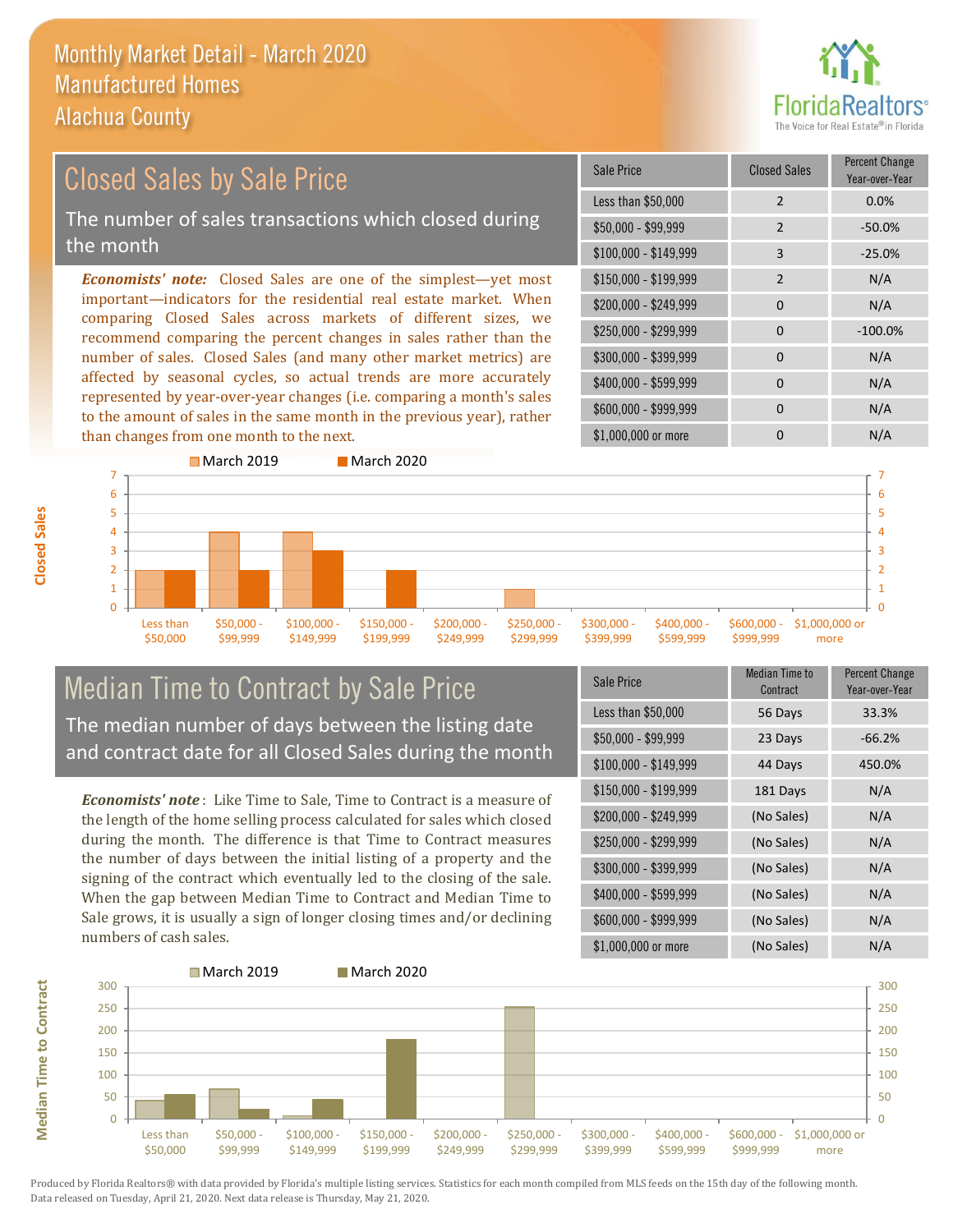# Monthly Market Detail - March 2020
## Manufactured Homes
## Alachua County

## Closed Sales by Sale Price

The number of sales transactions which closed during the month

*Economists' note:* Closed Sales are one of the simplest—yet most important—indicators for the residential real estate market. When comparing Closed Sales across markets of different sizes, we recommend comparing the percent changes in sales rather than the number of sales. Closed Sales (and many other market metrics) are affected by seasonal cycles, so actual trends are more accurately represented by year-over-year changes (i.e. comparing a month's sales to the amount of sales in the same month in the previous year), rather than changes from one month to the next.

| Sale Price | Closed Sales | Percent Change Year-over-Year |
|---|---|---|
| Less than $50,000 | 2 | 0.0% |
| $50,000 - $99,999 | 2 | -50.0% |
| $100,000 - $149,999 | 3 | -25.0% |
| $150,000 - $199,999 | 2 | N/A |
| $200,000 - $249,999 | 0 | N/A |
| $250,000 - $299,999 | 0 | -100.0% |
| $300,000 - $399,999 | 0 | N/A |
| $400,000 - $599,999 | 0 | N/A |
| $600,000 - $999,999 | 0 | N/A |
| $1,000,000 or more | 0 | N/A |

## Median Time to Contract by Sale Price

The median number of days between the listing date and contract date for all Closed Sales during the month

*Economists' note*: Like Time to Sale, Time to Contract is a measure of the length of the home selling process calculated for sales which closed during the month. The difference is that Time to Contract measures the number of days between the initial listing of a property and the signing of the contract which eventually led to the closing of the sale. When the gap between Median Time to Contract and Median Time to Sale grows, it is usually a sign of longer closing times and/or declining numbers of cash sales.

| Sale Price | Median Time to Contract | Percent Change Year-over-Year |
|---|---|---|
| Less than $50,000 | 56 Days | 33.3% |
| $50,000 - $99,999 | 23 Days | -66.2% |
| $100,000 - $149,999 | 44 Days | 450.0% |
| $150,000 - $199,999 | 181 Days | N/A |
| $200,000 - $249,999 | (No Sales) | N/A |
| $250,000 - $299,999 | (No Sales) | N/A |
| $300,000 - $399,999 | (No Sales) | N/A |
| $400,000 - $599,999 | (No Sales) | N/A |
| $600,000 - $999,999 | (No Sales) | N/A |
| $1,000,000 or more | (No Sales) | N/A |

Produced by Florida Realtors® with data provided by Florida's multiple listing services. Statistics for each month compiled from MLS feeds on the 15th day of the following month. Data released on Tuesday, April 21, 2020. Next data release is Thursday, May 21, 2020.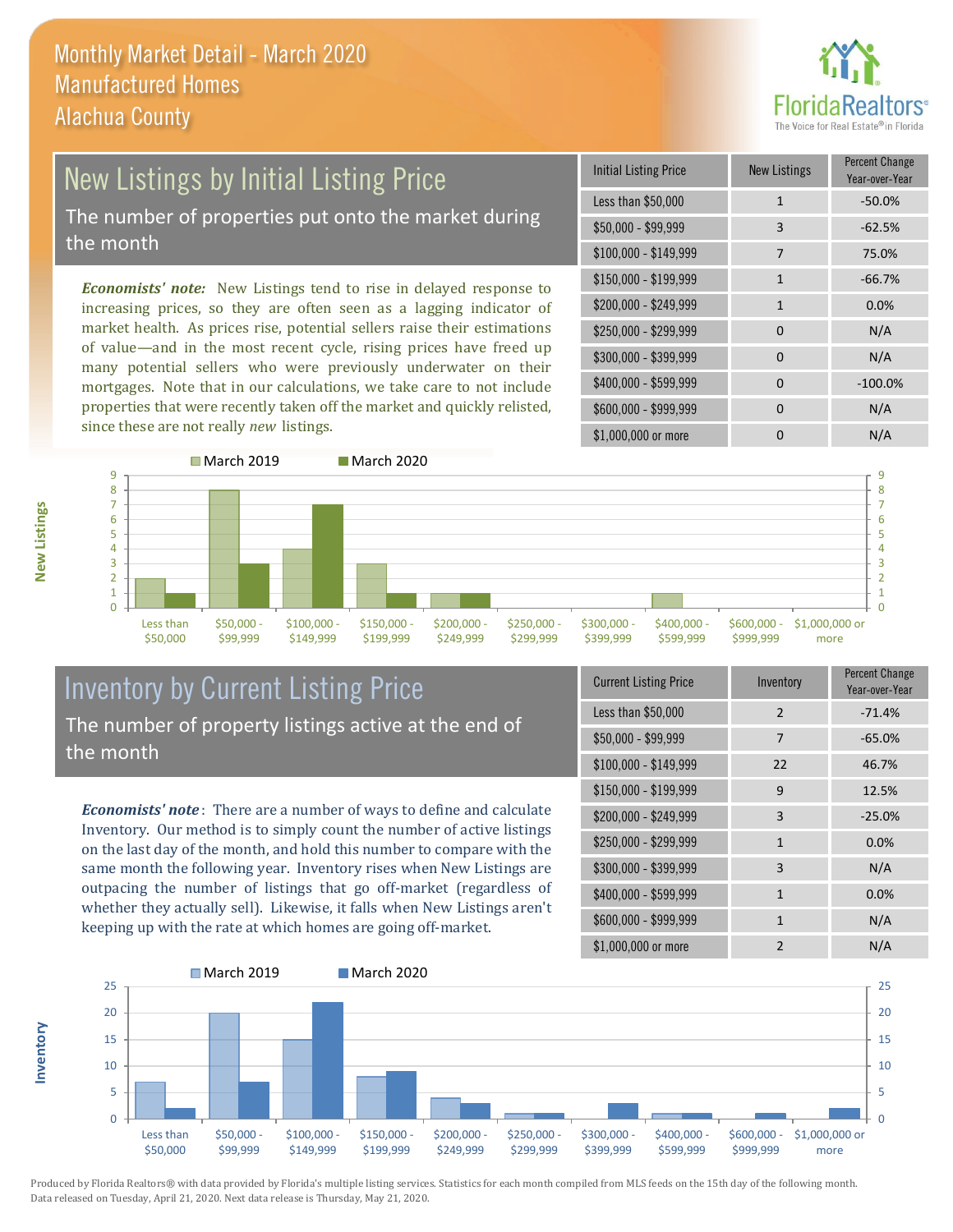# Monthly Market Detail - March 2020
## Manufactured Homes
## Alachua County

## New Listings by Initial Listing Price

The number of properties put onto the market during the month

*Economists' note:* New Listings tend to rise in delayed response to increasing prices, so they are often seen as a lagging indicator of market health. As prices rise, potential sellers raise their estimations of value—and in the most recent cycle, rising prices have freed up many potential sellers who were previously underwater on their mortgages. Note that in our calculations, we take care to not include properties that were recently taken off the market and quickly relisted, since these are not really *new* listings.

| Initial Listing Price | New Listings | Percent Change Year-over-Year |
|---|---|---|
| Less than $50,000 | 1 | -50.0% |
| $50,000 - $99,999 | 3 | -62.5% |
| $100,000 - $149,999 | 7 | 75.0% |
| $150,000 - $199,999 | 1 | -66.7% |
| $200,000 - $249,999 | 1 | 0.0% |
| $250,000 - $299,999 | 0 | N/A |
| $300,000 - $399,999 | 0 | N/A |
| $400,000 - $599,999 | 0 | -100.0% |
| $600,000 - $999,999 | 0 | N/A |
| $1,000,000 or more | 0 | N/A |

| New Listings | March 2019 | March 2020 |
|---|---|---|
| Less than $50,000 | 2 | 1 |
| $50,000 - $99,999 | 8 | 3 |
| $100,000 - $149,999 | 4 | 7 |
| $150,000 - $199,999 | 3 | 1 |
| $200,000 - $249,999 | 1 | 1 |
| $250,000 - $299,999 | 0 | 0 |
| $300,000 - $399,999 | 0 | 0 |
| $400,000 - $599,999 | 1 | 0 |
| $600,000 - $999,999 | 0 | 0 |
| $1,000,000 or more | 0 | 0 |

## Inventory by Current Listing Price

The number of property listings active at the end of the month

*Economists' note*: There are a number of ways to define and calculate Inventory. Our method is to simply count the number of active listings on the last day of the month, and hold this number to compare with the same month the following year. Inventory rises when New Listings are outpacing the number of listings that go off-market (regardless of whether they actually sell). Likewise, it falls when New Listings aren't keeping up with the rate at which homes are going off-market.

| Current Listing Price | Inventory | Percent Change Year-over-Year |
|---|---|---|
| Less than $50,000 | 2 | -71.4% |
| $50,000 - $99,999 | 7 | -65.0% |
| $100,000 - $149,999 | 22 | 46.7% |
| $150,000 - $199,999 | 9 | 12.5% |
| $200,000 - $249,999 | 3 | -25.0% |
| $250,000 - $299,999 | 1 | 0.0% |
| $300,000 - $399,999 | 3 | N/A |
| $400,000 - $599,999 | 1 | 0.0% |
| $600,000 - $999,999 | 1 | N/A |
| $1,000,000 or more | 2 | N/A |

| Inventory | March 2019 | March 2020 |
|---|---|---|
| Less than $50,000 | 7 | 2 |
| $50,000 - $99,999 | 20 | 7 |
| $100,000 - $149,999 | 15 | 22 |
| $150,000 - $199,999 | 8 | 9 |
| $200,000 - $249,999 | 4 | 3 |
| $250,000 - $299,999 | 1 | 1 |
| $300,000 - $399,999 | 0 | 3 |
| $400,000 - $599,999 | 1 | 1 |
| $600,000 - $999,999 | 0 | 1 |
| $1,000,000 or more | 0 | 2 |

Produced by Florida Realtors® with data provided by Florida's multiple listing services. Statistics for each month compiled from MLS feeds on the 15th day of the following month. Data released on Tuesday, April 21, 2020. Next data release is Thursday, May 21, 2020.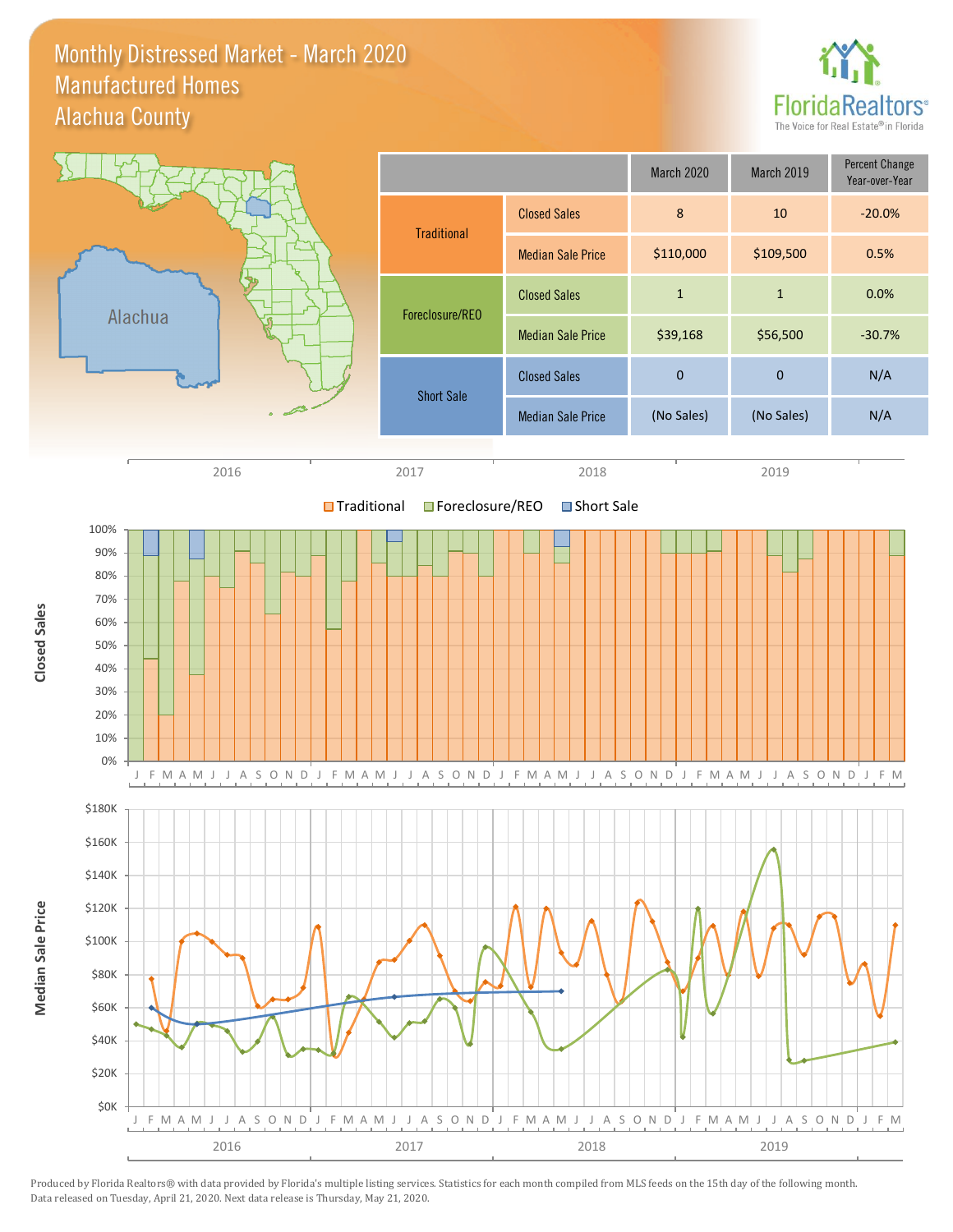# Monthly Distressed Market - March 2020
## Manufactured Homes
## Alachua County

FloridaRealtors
The Voice for Real Estate® in Florida

Alachua

| | | March 2020 | March 2019 | Percent Change Year-over-Year |
|---|---|---|---|---|
| Traditional | Closed Sales | 8 | 10 | -20.0% |
| | Median Sale Price | $110,000 | $109,500 | 0.5% |
| Foreclosure/REO | Closed Sales | 1 | 1 | 0.0% |
| | Median Sale Price | $39,168 | $56,500 | -30.7% |
| Short Sale | Closed Sales | 0 | 0 | N/A |
| | Median Sale Price | (No Sales) | (No Sales) | N/A |

2016 2017 2018 2019

Traditional  Foreclosure/REO  Short Sale

Closed Sales

100% 90% 80% 70% 60% 50% 40% 30% 20% 10% 0%

J F M A M J J A S O N D J F M A M J J A S O N D J F M A M J J A S O N D J F M A M J J A S O N D J F M

Median Sale Price

$180K $160K $140K $120K $100K $80K $60K $40K $20K $0K

J F M A M J J A S O N D J F M A M J J A S O N D J F M A M J J A S O N D J F M A M J J A S O N D J F M

2016 2017 2018 2019

Produced by Florida Realtors® with data provided by Florida's multiple listing services. Statistics for each month compiled from MLS feeds on the 15th day of the following month.
Data released on Tuesday, April 21, 2020. Next data release is Thursday, May 21, 2020.